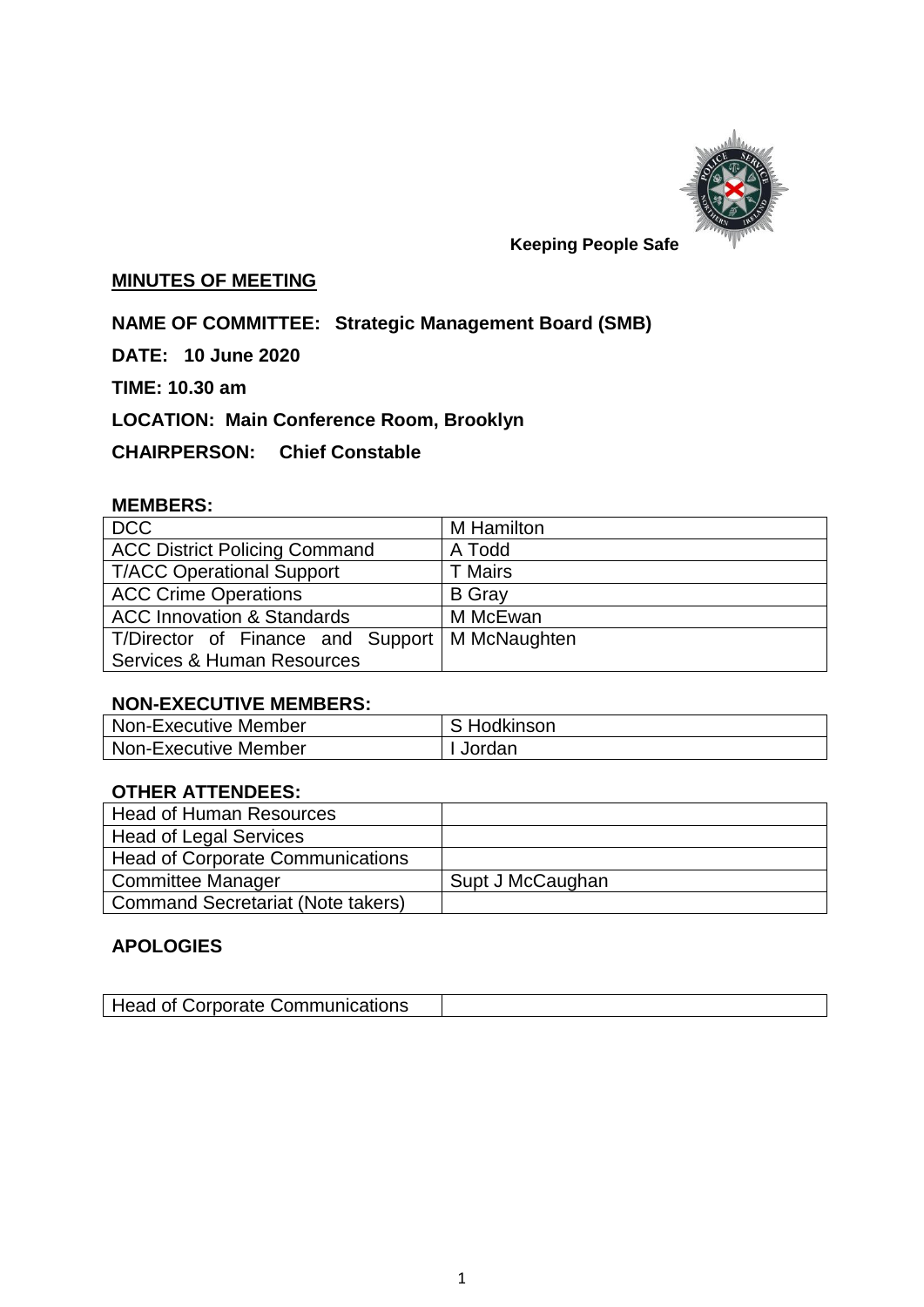Keeping People Safe

## MINUTES OF MEETING

**NAME OF COMMITTEE: Strategic Management Board (SMB)**

**DATE: 10 June 2020**

**TIME: 10.30 am**

**LOCATION: Main Conference Room, Brooklyn**

**CHAIRPERSON: Chief Constable**

### MEMBERS:

| | |
|---|---|
| DCC | M Hamilton |
| ACC District Policing Command | A Todd |
| T/ACC Operational Support | T Mairs |
| ACC Crime Operations | B Gray |
| ACC Innovation & Standards | M McEwan |
| T/Director of Finance and Support Services & Human Resources | M McNaughten |

### NON-EXECUTIVE MEMBERS:

| | |
|---|---|
| Non-Executive Member | S Hodkinson |
| Non-Executive Member | I Jordan |

### OTHER ATTENDEES:

| | |
|---|---|
| Head of Human Resources | |
| Head of Legal Services | |
| Head of Corporate Communications | |
| Committee Manager | Supt J McCaughan |
| Command Secretariat (Note takers) | |

### APOLOGIES

| | |
|---|---|
| Head of Corporate Communications | |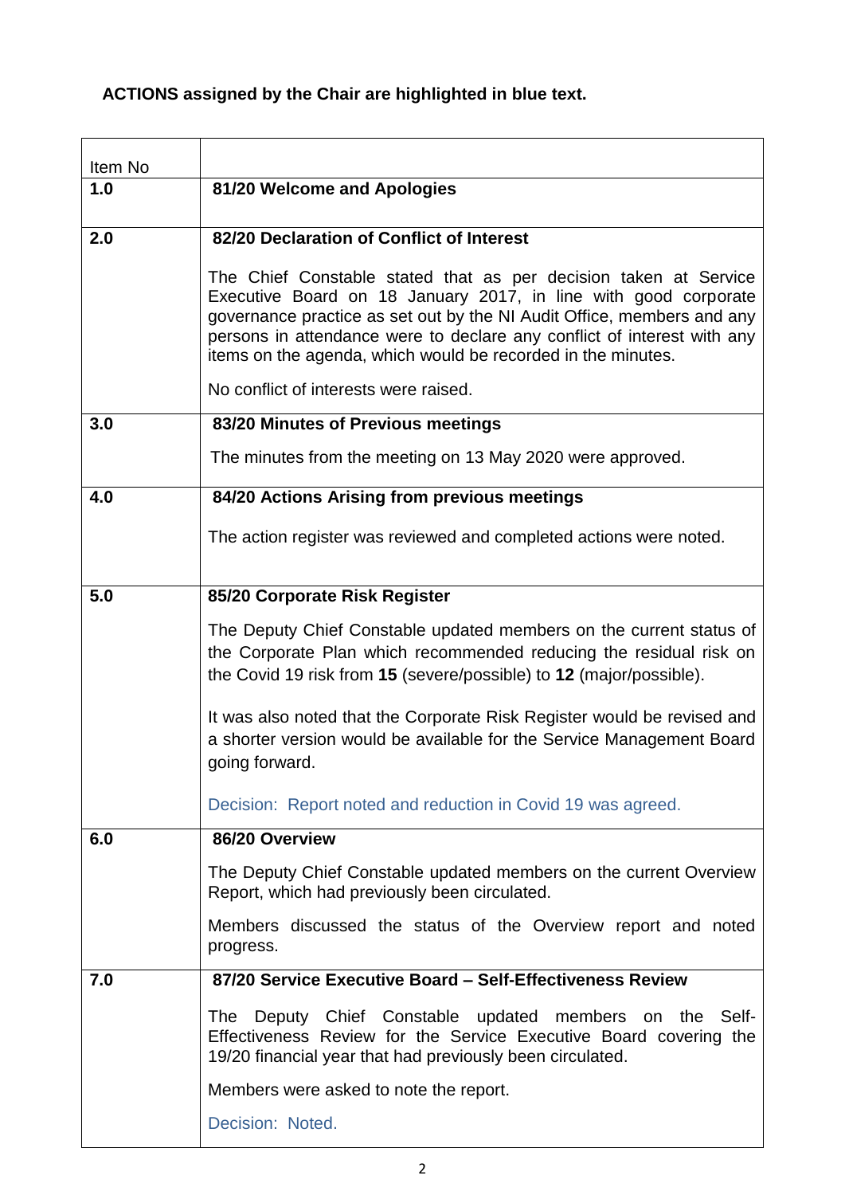**ACTIONS assigned by the Chair are highlighted in blue text.**

| Item No | |
|---|---|
| **1.0** | **81/20 Welcome and Apologies** |
| **2.0** | **82/20 Declaration of Conflict of Interest**<br><br>The Chief Constable stated that as per decision taken at Service Executive Board on 18 January 2017, in line with good corporate governance practice as set out by the NI Audit Office, members and any persons in attendance were to declare any conflict of interest with any items on the agenda, which would be recorded in the minutes.<br><br>No conflict of interests were raised. |
| **3.0** | **83/20 Minutes of Previous meetings**<br><br>The minutes from the meeting on 13 May 2020 were approved. |
| **4.0** | **84/20 Actions Arising from previous meetings**<br><br>The action register was reviewed and completed actions were noted. |
| **5.0** | **85/20 Corporate Risk Register**<br><br>The Deputy Chief Constable updated members on the current status of the Corporate Plan which recommended reducing the residual risk on the Covid 19 risk from **15** (severe/possible) to **12** (major/possible).<br><br>It was also noted that the Corporate Risk Register would be revised and a shorter version would be available for the Service Management Board going forward.<br><br>Decision: Report noted and reduction in Covid 19 was agreed. |
| **6.0** | **86/20 Overview**<br><br>The Deputy Chief Constable updated members on the current Overview Report, which had previously been circulated.<br><br>Members discussed the status of the Overview report and noted progress. |
| **7.0** | **87/20 Service Executive Board – Self-Effectiveness Review**<br><br>The Deputy Chief Constable updated members on the Self-Effectiveness Review for the Service Executive Board covering the 19/20 financial year that had previously been circulated.<br><br>Members were asked to note the report.<br><br>Decision: Noted. |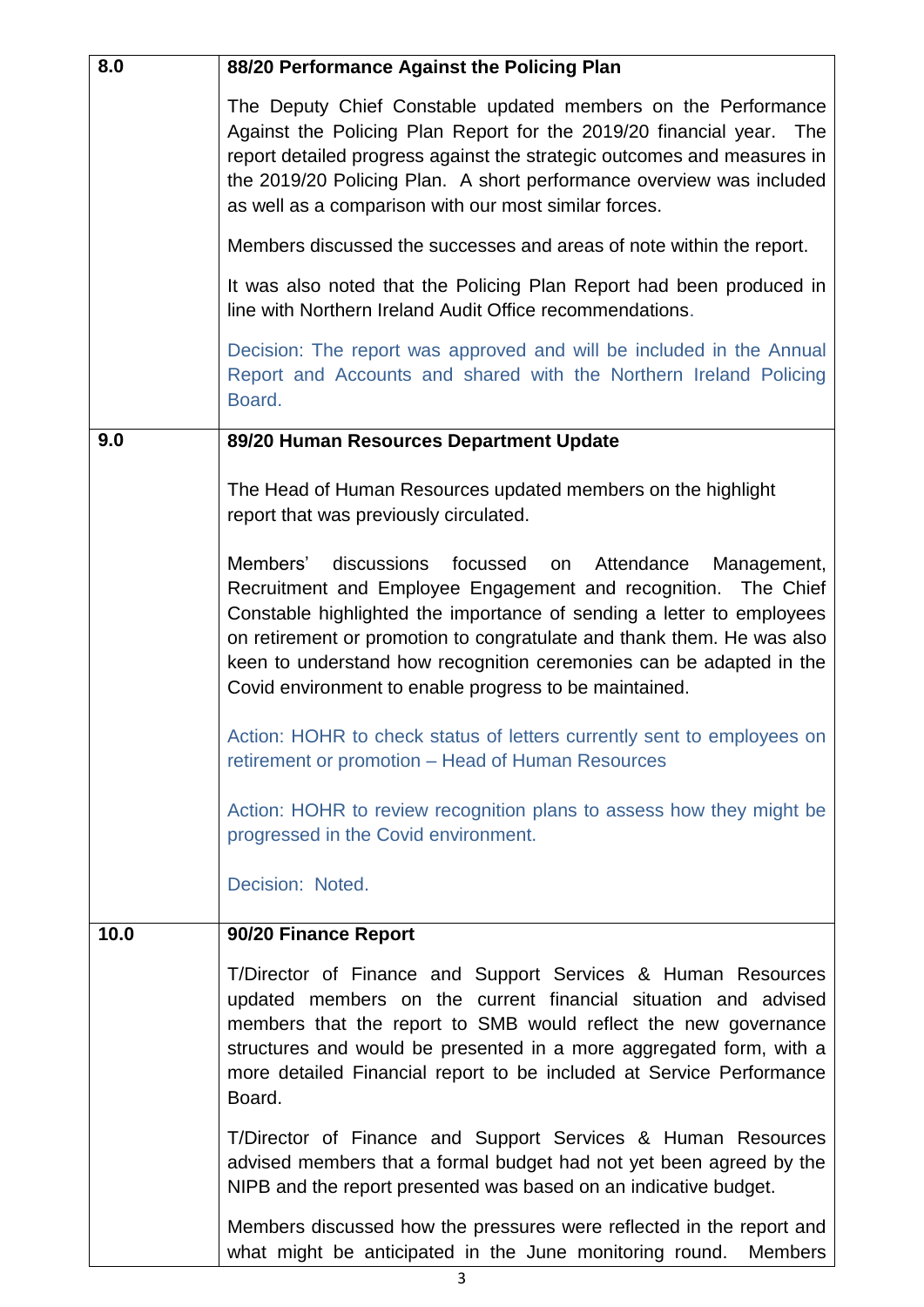| | |
|---|---|
| **8.0** | **88/20 Performance Against the Policing Plan**<br><br>The Deputy Chief Constable updated members on the Performance Against the Policing Plan Report for the 2019/20 financial year. The report detailed progress against the strategic outcomes and measures in the 2019/20 Policing Plan. A short performance overview was included as well as a comparison with our most similar forces.<br><br>Members discussed the successes and areas of note within the report.<br><br>It was also noted that the Policing Plan Report had been produced in line with Northern Ireland Audit Office recommendations.<br><br>Decision: The report was approved and will be included in the Annual Report and Accounts and shared with the Northern Ireland Policing Board. |
| **9.0** | **89/20 Human Resources Department Update**<br><br>The Head of Human Resources updated members on the highlight report that was previously circulated.<br><br>Members' discussions focussed on Attendance Management, Recruitment and Employee Engagement and recognition. The Chief Constable highlighted the importance of sending a letter to employees on retirement or promotion to congratulate and thank them. He was also keen to understand how recognition ceremonies can be adapted in the Covid environment to enable progress to be maintained.<br><br>Action: HOHR to check status of letters currently sent to employees on retirement or promotion – Head of Human Resources<br><br>Action: HOHR to review recognition plans to assess how they might be progressed in the Covid environment.<br><br>Decision: Noted. |
| **10.0** | **90/20 Finance Report**<br><br>T/Director of Finance and Support Services & Human Resources updated members on the current financial situation and advised members that the report to SMB would reflect the new governance structures and would be presented in a more aggregated form, with a more detailed Financial report to be included at Service Performance Board.<br><br>T/Director of Finance and Support Services & Human Resources advised members that a formal budget had not yet been agreed by the NIPB and the report presented was based on an indicative budget.<br><br>Members discussed how the pressures were reflected in the report and what might be anticipated in the June monitoring round. Members |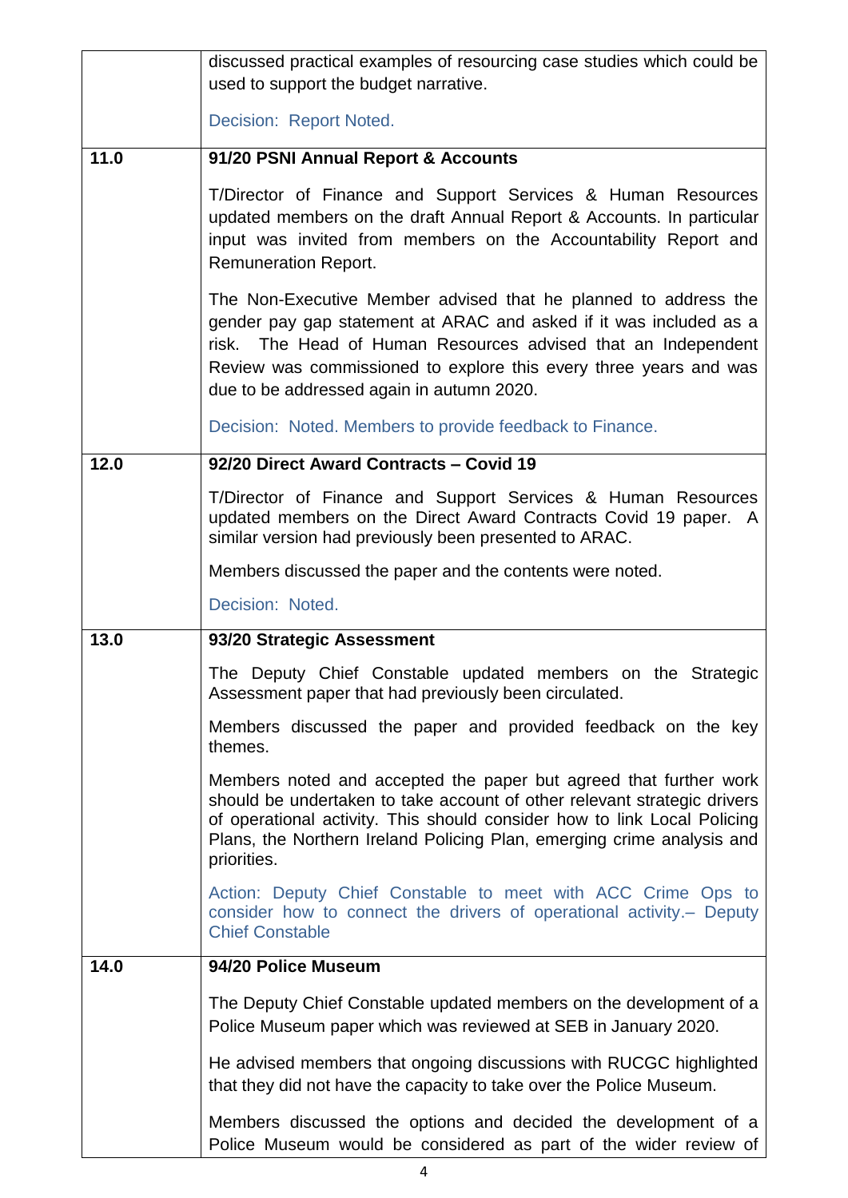| | |
|---|---|
| | discussed practical examples of resourcing case studies which could be used to support the budget narrative.<br><br>Decision: Report Noted. |
| **11.0** | **91/20 PSNI Annual Report & Accounts**<br><br>T/Director of Finance and Support Services & Human Resources updated members on the draft Annual Report & Accounts. In particular input was invited from members on the Accountability Report and Remuneration Report.<br><br>The Non-Executive Member advised that he planned to address the gender pay gap statement at ARAC and asked if it was included as a risk. The Head of Human Resources advised that an Independent Review was commissioned to explore this every three years and was due to be addressed again in autumn 2020.<br><br>Decision: Noted. Members to provide feedback to Finance. |
| **12.0** | **92/20 Direct Award Contracts – Covid 19**<br><br>T/Director of Finance and Support Services & Human Resources updated members on the Direct Award Contracts Covid 19 paper. A similar version had previously been presented to ARAC.<br><br>Members discussed the paper and the contents were noted.<br><br>Decision: Noted. |
| **13.0** | **93/20 Strategic Assessment**<br><br>The Deputy Chief Constable updated members on the Strategic Assessment paper that had previously been circulated.<br><br>Members discussed the paper and provided feedback on the key themes.<br><br>Members noted and accepted the paper but agreed that further work should be undertaken to take account of other relevant strategic drivers of operational activity. This should consider how to link Local Policing Plans, the Northern Ireland Policing Plan, emerging crime analysis and priorities.<br><br>Action: Deputy Chief Constable to meet with ACC Crime Ops to consider how to connect the drivers of operational activity.– Deputy Chief Constable |
| **14.0** | **94/20 Police Museum**<br><br>The Deputy Chief Constable updated members on the development of a Police Museum paper which was reviewed at SEB in January 2020.<br><br>He advised members that ongoing discussions with RUCGC highlighted that they did not have the capacity to take over the Police Museum.<br><br>Members discussed the options and decided the development of a Police Museum would be considered as part of the wider review of |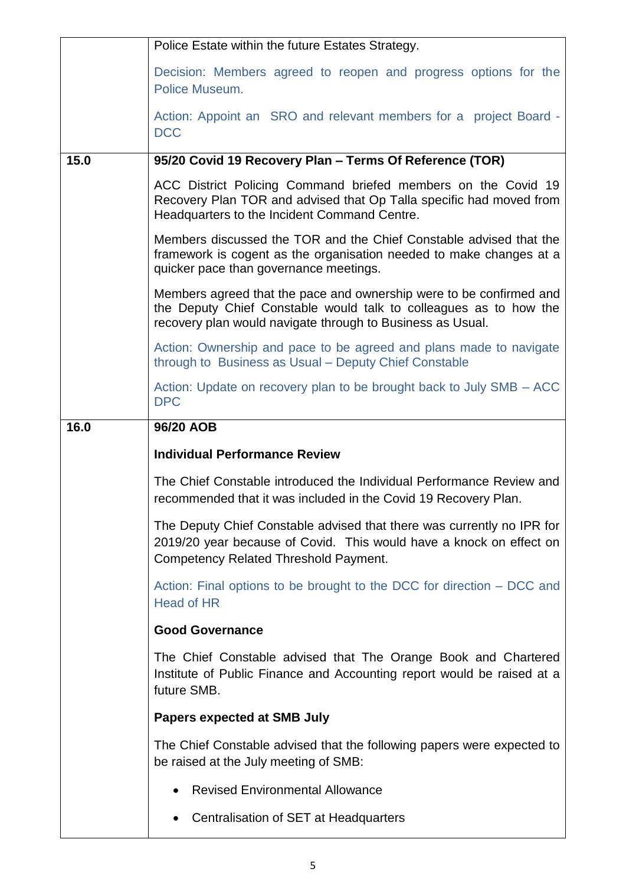| | |
|---|---|
| | Police Estate within the future Estates Strategy.<br><br>Decision: Members agreed to reopen and progress options for the Police Museum.<br><br>Action: Appoint an SRO and relevant members for a project Board - DCC |
| **15.0** | **95/20 Covid 19 Recovery Plan – Terms Of Reference (TOR)**<br><br>ACC District Policing Command briefed members on the Covid 19 Recovery Plan TOR and advised that Op Talla specific had moved from Headquarters to the Incident Command Centre.<br><br>Members discussed the TOR and the Chief Constable advised that the framework is cogent as the organisation needed to make changes at a quicker pace than governance meetings.<br><br>Members agreed that the pace and ownership were to be confirmed and the Deputy Chief Constable would talk to colleagues as to how the recovery plan would navigate through to Business as Usual.<br><br>Action: Ownership and pace to be agreed and plans made to navigate through to Business as Usual – Deputy Chief Constable<br><br>Action: Update on recovery plan to be brought back to July SMB – ACC DPC |
| **16.0** | **96/20 AOB**<br><br>**Individual Performance Review**<br><br>The Chief Constable introduced the Individual Performance Review and recommended that it was included in the Covid 19 Recovery Plan.<br><br>The Deputy Chief Constable advised that there was currently no IPR for 2019/20 year because of Covid. This would have a knock on effect on Competency Related Threshold Payment.<br><br>Action: Final options to be brought to the DCC for direction – DCC and Head of HR<br><br>**Good Governance**<br><br>The Chief Constable advised that The Orange Book and Chartered Institute of Public Finance and Accounting report would be raised at a future SMB.<br><br>**Papers expected at SMB July**<br><br>The Chief Constable advised that the following papers were expected to be raised at the July meeting of SMB:<br><br>• Revised Environmental Allowance<br>• Centralisation of SET at Headquarters |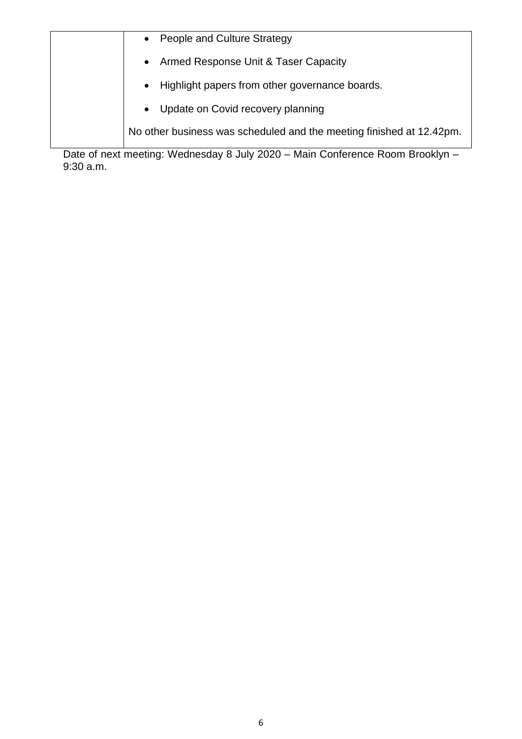| | |
|---|---|
| | • People and Culture Strategy<br>• Armed Response Unit & Taser Capacity<br>• Highlight papers from other governance boards.<br>• Update on Covid recovery planning<br><br>No other business was scheduled and the meeting finished at 12.42pm. |

Date of next meeting: Wednesday 8 July 2020 – Main Conference Room Brooklyn – 9:30 a.m.